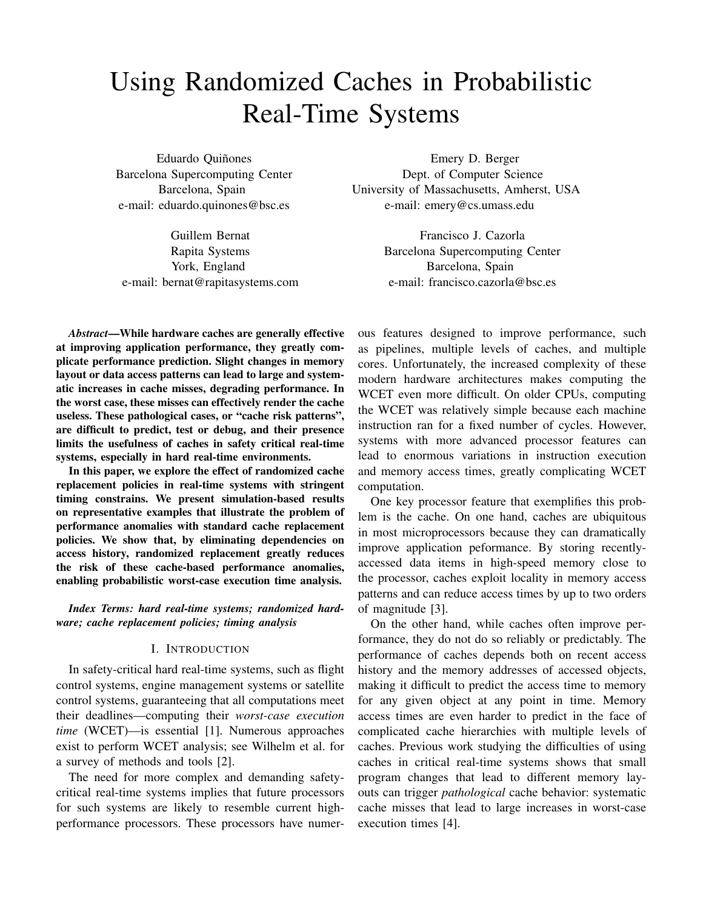# Using Randomized Caches in Probabilistic Real-Time Systems

Eduardo Quiñones
Barcelona Supercomputing Center
Barcelona, Spain
e-mail: eduardo.quinones@bsc.es

Emery D. Berger
Dept. of Computer Science
University of Massachusetts, Amherst, USA
e-mail: emery@cs.umass.edu

Guillem Bernat
Rapita Systems
York, England
e-mail: bernat@rapitasystems.com

Francisco J. Cazorla
Barcelona Supercomputing Center
Barcelona, Spain
e-mail: francisco.cazorla@bsc.es

***Abstract*—While hardware caches are generally effective at improving application performance, they greatly complicate performance prediction. Slight changes in memory layout or data access patterns can lead to large and systematic increases in cache misses, degrading performance. In the worst case, these misses can effectively render the cache useless. These pathological cases, or "cache risk patterns", are difficult to predict, test or debug, and their presence limits the usefulness of caches in safety critical real-time systems, especially in hard real-time environments.**

**In this paper, we explore the effect of randomized cache replacement policies in real-time systems with stringent timing constrains. We present simulation-based results on representative examples that illustrate the problem of performance anomalies with standard cache replacement policies. We show that, by eliminating dependencies on access history, randomized replacement greatly reduces the risk of these cache-based performance anomalies, enabling probabilistic worst-case execution time analysis.**

***Index Terms: hard real-time systems; randomized hardware; cache replacement policies; timing analysis***

## I. Introduction

In safety-critical hard real-time systems, such as flight control systems, engine management systems or satellite control systems, guaranteeing that all computations meet their deadlines—computing their *worst-case execution time* (WCET)—is essential [1]. Numerous approaches exist to perform WCET analysis; see Wilhelm et al. for a survey of methods and tools [2].

The need for more complex and demanding safety-critical real-time systems implies that future processors for such systems are likely to resemble current high-performance processors. These processors have numerous features designed to improve performance, such as pipelines, multiple levels of caches, and multiple cores. Unfortunately, the increased complexity of these modern hardware architectures makes computing the WCET even more difficult. On older CPUs, computing the WCET was relatively simple because each machine instruction ran for a fixed number of cycles. However, systems with more advanced processor features can lead to enormous variations in instruction execution and memory access times, greatly complicating WCET computation.

One key processor feature that exemplifies this problem is the cache. On one hand, caches are ubiquitous in most microprocessors because they can dramatically improve application peformance. By storing recently-accessed data items in high-speed memory close to the processor, caches exploit locality in memory access patterns and can reduce access times by up to two orders of magnitude [3].

On the other hand, while caches often improve performance, they do not do so reliably or predictably. The performance of caches depends both on recent access history and the memory addresses of accessed objects, making it difficult to predict the access time to memory for any given object at any point in time. Memory access times are even harder to predict in the face of complicated cache hierarchies with multiple levels of caches. Previous work studying the difficulties of using caches in critical real-time systems shows that small program changes that lead to different memory layouts can trigger *pathological* cache behavior: systematic cache misses that lead to large increases in worst-case execution times [4].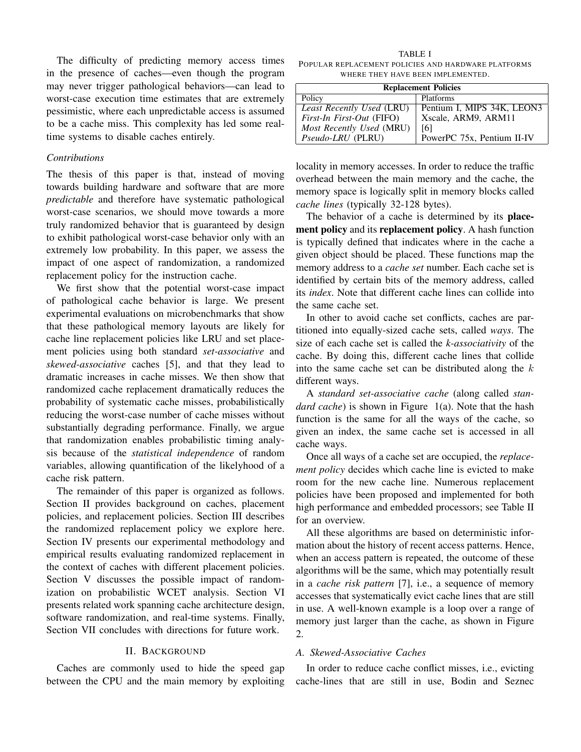The difficulty of predicting memory access times in the presence of caches—even though the program may never trigger pathological behaviors—can lead to worst-case execution time estimates that are extremely pessimistic, where each unpredictable access is assumed to be a cache miss. This complexity has led some real-time systems to disable caches entirely.

### *Contributions*

The thesis of this paper is that, instead of moving towards building hardware and software that are more *predictable* and therefore have systematic pathological worst-case scenarios, we should move towards a more truly randomized behavior that is guaranteed by design to exhibit pathological worst-case behavior only with an extremely low probability. In this paper, we assess the impact of one aspect of randomization, a randomized replacement policy for the instruction cache.

We first show that the potential worst-case impact of pathological cache behavior is large. We present experimental evaluations on microbenchmarks that show that these pathological memory layouts are likely for cache line replacement policies like LRU and set placement policies using both standard *set-associative* and *skewed-associative* caches [5], and that they lead to dramatic increases in cache misses. We then show that randomized cache replacement dramatically reduces the probability of systematic cache misses, probabilistically reducing the worst-case number of cache misses without substantially degrading performance. Finally, we argue that randomization enables probabilistic timing analysis because of the *statistical independence* of random variables, allowing quantification of the likelyhood of a cache risk pattern.

The remainder of this paper is organized as follows. Section II provides background on caches, placement policies, and replacement policies. Section III describes the randomized replacement policy we explore here. Section IV presents our experimental methodology and empirical results evaluating randomized replacement in the context of caches with different placement policies. Section V discusses the possible impact of randomization on probabilistic WCET analysis. Section VI presents related work spanning cache architecture design, software randomization, and real-time systems. Finally, Section VII concludes with directions for future work.

## II. Background

Caches are commonly used to hide the speed gap between the CPU and the main memory by exploiting locality in memory accesses. In order to reduce the traffic overhead between the main memory and the cache, the memory space is logically split in memory blocks called *cache lines* (typically 32-128 bytes).

TABLE I
Popular replacement policies and hardware platforms where they have been implemented.

| **Replacement Policies** | |
|---|---|
| Policy | Platforms |
| *Least Recently Used* (LRU) | Pentium I, MIPS 34K, LEON3 |
| *First-In First-Out* (FIFO) | Xscale, ARM9, ARM11 |
| *Most Recently Used* (MRU) | [6] |
| *Pseudo-LRU* (PLRU) | PowerPC 75x, Pentium II-IV |

The behavior of a cache is determined by its **placement policy** and its **replacement policy**. A hash function is typically defined that indicates where in the cache a given object should be placed. These functions map the memory address to a *cache set* number. Each cache set is identified by certain bits of the memory address, called its *index*. Note that different cache lines can collide into the same cache set.

In other to avoid cache set conflicts, caches are partitioned into equally-sized cache sets, called *ways*. The size of each cache set is called the *k-associativity* of the cache. By doing this, different cache lines that collide into the same cache set can be distributed along the $k$ different ways.

A *standard set-associative cache* (along called *standard cache*) is shown in Figure 1(a). Note that the hash function is the same for all the ways of the cache, so given an index, the same cache set is accessed in all cache ways.

Once all ways of a cache set are occupied, the *replacement policy* decides which cache line is evicted to make room for the new cache line. Numerous replacement policies have been proposed and implemented for both high performance and embedded processors; see Table II for an overview.

All these algorithms are based on deterministic information about the history of recent access patterns. Hence, when an access pattern is repeated, the outcome of these algorithms will be the same, which may potentially result in a *cache risk pattern* [7], i.e., a sequence of memory accesses that systematically evict cache lines that are still in use. A well-known example is a loop over a range of memory just larger than the cache, as shown in Figure 2.

### *A. Skewed-Associative Caches*

In order to reduce cache conflict misses, i.e., evicting cache-lines that are still in use, Bodin and Seznec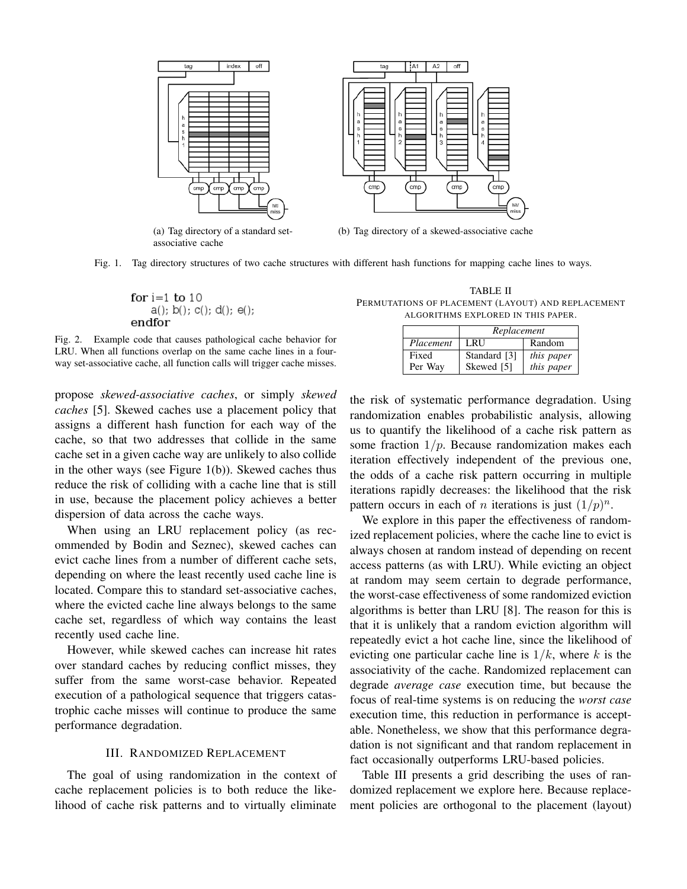(a) Tag directory of a standard set-associative cache

(b) Tag directory of a skewed-associative cache

Fig. 1. Tag directory structures of two cache structures with different hash functions for mapping cache lines to ways.

```
for i=1 to 10
    a(); b(); c(); d(); e();
endfor
```

Fig. 2. Example code that causes pathological cache behavior for LRU. When all functions overlap on the same cache lines in a four-way set-associative cache, all function calls will trigger cache misses.

propose *skewed-associative caches*, or simply *skewed caches* [5]. Skewed caches use a placement policy that assigns a different hash function for each way of the cache, so that two addresses that collide in the same cache set in a given cache way are unlikely to also collide in the other ways (see Figure 1(b)). Skewed caches thus reduce the risk of colliding with a cache line that is still in use, because the placement policy achieves a better dispersion of data across the cache ways.

When using an LRU replacement policy (as recommended by Bodin and Seznec), skewed caches can evict cache lines from a number of different cache sets, depending on where the least recently used cache line is located. Compare this to standard set-associative caches, where the evicted cache line always belongs to the same cache set, regardless of which way contains the least recently used cache line.

However, while skewed caches can increase hit rates over standard caches by reducing conflict misses, they suffer from the same worst-case behavior. Repeated execution of a pathological sequence that triggers catastrophic cache misses will continue to produce the same performance degradation.

## III. Randomized Replacement

The goal of using randomization in the context of cache replacement policies is to both reduce the likelihood of cache risk patterns and to virtually eliminate the risk of systematic performance degradation. Using randomization enables probabilistic analysis, allowing us to quantify the likelihood of a cache risk pattern as some fraction $1/p$. Because randomization makes each iteration effectively independent of the previous one, the odds of a cache risk pattern occurring in multiple iterations rapidly decreases: the likelihood that the risk pattern occurs in each of $n$ iterations is just $(1/p)^n$.

We explore in this paper the effectiveness of randomized replacement policies, where the cache line to evict is always chosen at random instead of depending on recent access patterns (as with LRU). While evicting an object at random may seem certain to degrade performance, the worst-case effectiveness of some randomized eviction algorithms is better than LRU [8]. The reason for this is that it is unlikely that a random eviction algorithm will repeatedly evict a hot cache line, since the likelihood of evicting one particular cache line is $1/k$, where $k$ is the associativity of the cache. Randomized replacement can degrade *average case* execution time, but because the focus of real-time systems is on reducing the *worst case* execution time, this reduction in performance is acceptable. Nonetheless, we show that this performance degradation is not significant and that random replacement in fact occasionally outperforms LRU-based policies.

Table III presents a grid describing the uses of randomized replacement we explore here. Because replacement policies are orthogonal to the placement (layout)

TABLE II
Permutations of placement (layout) and replacement algorithms explored in this paper.

| | *Replacement* | |
|---|---|---|
| *Placement* | LRU | Random |
| Fixed | Standard [3] | *this paper* |
| Per Way | Skewed [5] | *this paper* |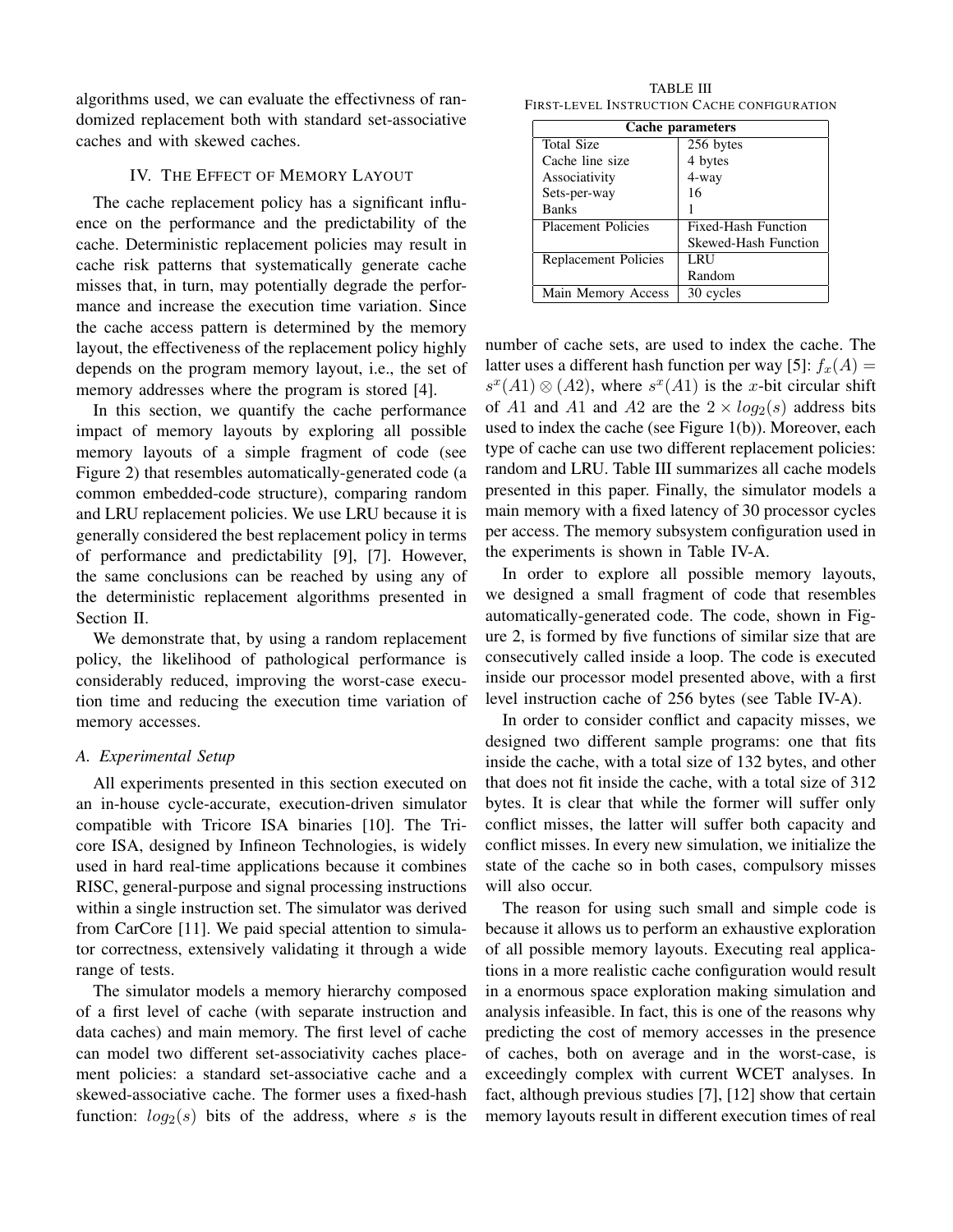algorithms used, we can evaluate the effectivness of randomized replacement both with standard set-associative caches and with skewed caches.

## IV. The Effect of Memory Layout

The cache replacement policy has a significant influence on the performance and the predictability of the cache. Deterministic replacement policies may result in cache risk patterns that systematically generate cache misses that, in turn, may potentially degrade the performance and increase the execution time variation. Since the cache access pattern is determined by the memory layout, the effectiveness of the replacement policy highly depends on the program memory layout, i.e., the set of memory addresses where the program is stored [4].

In this section, we quantify the cache performance impact of memory layouts by exploring all possible memory layouts of a simple fragment of code (see Figure 2) that resembles automatically-generated code (a common embedded-code structure), comparing random and LRU replacement policies. We use LRU because it is generally considered the best replacement policy in terms of performance and predictability [9], [7]. However, the same conclusions can be reached by using any of the deterministic replacement algorithms presented in Section II.

We demonstrate that, by using a random replacement policy, the likelihood of pathological performance is considerably reduced, improving the worst-case execution time and reducing the execution time variation of memory accesses.

### A. Experimental Setup

All experiments presented in this section executed on an in-house cycle-accurate, execution-driven simulator compatible with Tricore ISA binaries [10]. The Tricore ISA, designed by Infineon Technologies, is widely used in hard real-time applications because it combines RISC, general-purpose and signal processing instructions within a single instruction set. The simulator was derived from CarCore [11]. We paid special attention to simulator correctness, extensively validating it through a wide range of tests.

The simulator models a memory hierarchy composed of a first level of cache (with separate instruction and data caches) and main memory. The first level of cache can model two different set-associativity caches placement policies: a standard set-associative cache and a skewed-associative cache. The former uses a fixed-hash function: $log_2(s)$ bits of the address, where $s$ is the number of cache sets, are used to index the cache. The latter uses a different hash function per way [5]: $f_x(A) = s^x(A1) \otimes (A2)$, where $s^x(A1)$ is the $x$-bit circular shift of $A1$ and $A1$ and $A2$ are the $2 \times log_2(s)$ address bits used to index the cache (see Figure 1(b)). Moreover, each type of cache can use two different replacement policies: random and LRU. Table III summarizes all cache models presented in this paper. Finally, the simulator models a main memory with a fixed latency of 30 processor cycles per access. The memory subsystem configuration used in the experiments is shown in Table IV-A.

TABLE III
First-level Instruction Cache configuration

| Cache parameters | |
|---|---|
| Total Size | 256 bytes |
| Cache line size | 4 bytes |
| Associativity | 4-way |
| Sets-per-way | 16 |
| Banks | 1 |
| Placement Policies | Fixed-Hash Function<br>Skewed-Hash Function |
| Replacement Policies | LRU<br>Random |
| Main Memory Access | 30 cycles |

In order to explore all possible memory layouts, we designed a small fragment of code that resembles automatically-generated code. The code, shown in Figure 2, is formed by five functions of similar size that are consecutively called inside a loop. The code is executed inside our processor model presented above, with a first level instruction cache of 256 bytes (see Table IV-A).

In order to consider conflict and capacity misses, we designed two different sample programs: one that fits inside the cache, with a total size of 132 bytes, and other that does not fit inside the cache, with a total size of 312 bytes. It is clear that while the former will suffer only conflict misses, the latter will suffer both capacity and conflict misses. In every new simulation, we initialize the state of the cache so in both cases, compulsory misses will also occur.

The reason for using such small and simple code is because it allows us to perform an exhaustive exploration of all possible memory layouts. Executing real applications in a more realistic cache configuration would result in a enormous space exploration making simulation and analysis infeasible. In fact, this is one of the reasons why predicting the cost of memory accesses in the presence of caches, both on average and in the worst-case, is exceedingly complex with current WCET analyses. In fact, although previous studies [7], [12] show that certain memory layouts result in different execution times of real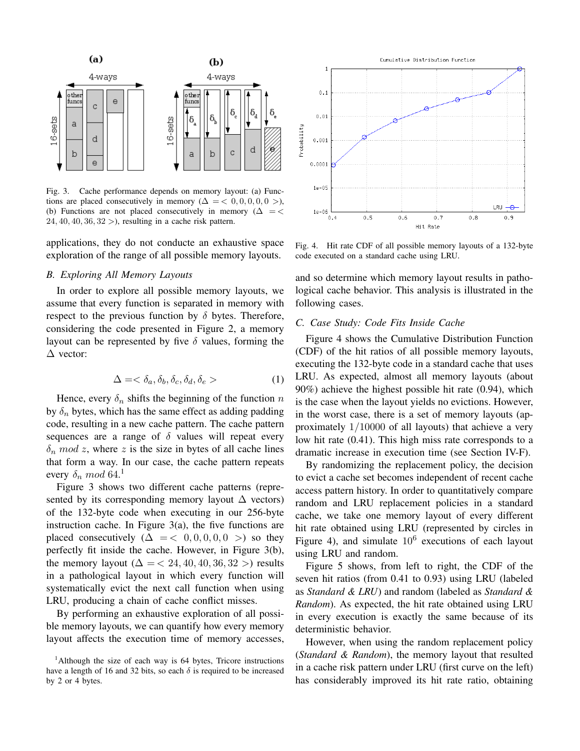Fig. 3. Cache performance depends on memory layout: (a) Functions are placed consecutively in memory ($\Delta = < 0, 0, 0, 0, 0 >$), (b) Functions are not placed consecutively in memory ($\Delta = < 24, 40, 40, 36, 32 >$), resulting in a cache risk pattern.

applications, they do not conducte an exhaustive space exploration of the range of all possible memory layouts.

### B. Exploring All Memory Layouts

In order to explore all possible memory layouts, we assume that every function is separated in memory with respect to the previous function by $\delta$ bytes. Therefore, considering the code presented in Figure 2, a memory layout can be represented by five $\delta$ values, forming the $\Delta$ vector:

$$\Delta = < \delta_a, \delta_b, \delta_c, \delta_d, \delta_e > \quad (1)$$

Hence, every $\delta_n$ shifts the beginning of the function $n$ by $\delta_n$ bytes, which has the same effect as adding padding code, resulting in a new cache pattern. The cache pattern sequences are a range of $\delta$ values will repeat every $\delta_n \; mod \; z$, where $z$ is the size in bytes of all cache lines that form a way. In our case, the cache pattern repeats every $\delta_n \; mod \; 64$.[1]

Figure 3 shows two different cache patterns (represented by its corresponding memory layout $\Delta$ vectors) of the 132-byte code when executing in our 256-byte instruction cache. In Figure 3(a), the five functions are placed consecutively ($\Delta = < 0, 0, 0, 0, 0 >$) so they perfectly fit inside the cache. However, in Figure 3(b), the memory layout ($\Delta = < 24, 40, 40, 36, 32 >$) results in a pathological layout in which every function will systematically evict the next call function when using LRU, producing a chain of cache conflict misses.

By performing an exhaustive exploration of all possible memory layouts, we can quantify how every memory layout affects the execution time of memory accesses, and so determine which memory layout results in pathological cache behavior. This analysis is illustrated in the following cases.

[1]Although the size of each way is 64 bytes, Tricore instructions have a length of 16 and 32 bits, so each $\delta$ is required to be increased by 2 or 4 bytes.

Fig. 4. Hit rate CDF of all possible memory layouts of a 132-byte code executed on a standard cache using LRU.

### C. Case Study: Code Fits Inside Cache

Figure 4 shows the Cumulative Distribution Function (CDF) of the hit ratios of all possible memory layouts, executing the 132-byte code in a standard cache that uses LRU. As expected, almost all memory layouts (about 90%) achieve the highest possible hit rate (0.94), which is the case when the layout yields no evictions. However, in the worst case, there is a set of memory layouts (approximately $1/10000$ of all layouts) that achieve a very low hit rate (0.41). This high miss rate corresponds to a dramatic increase in execution time (see Section IV-F).

By randomizing the replacement policy, the decision to evict a cache set becomes independent of recent cache access pattern history. In order to quantitatively compare random and LRU replacement policies in a standard cache, we take one memory layout of every different hit rate obtained using LRU (represented by circles in Figure 4), and simulate $10^6$ executions of each layout using LRU and random.

Figure 5 shows, from left to right, the CDF of the seven hit ratios (from 0.41 to 0.93) using LRU (labeled as *Standard & LRU*) and random (labeled as *Standard & Random*). As expected, the hit rate obtained using LRU in every execution is exactly the same because of its deterministic behavior.

However, when using the random replacement policy (*Standard & Random*), the memory layout that resulted in a cache risk pattern under LRU (first curve on the left) has considerably improved its hit rate ratio, obtaining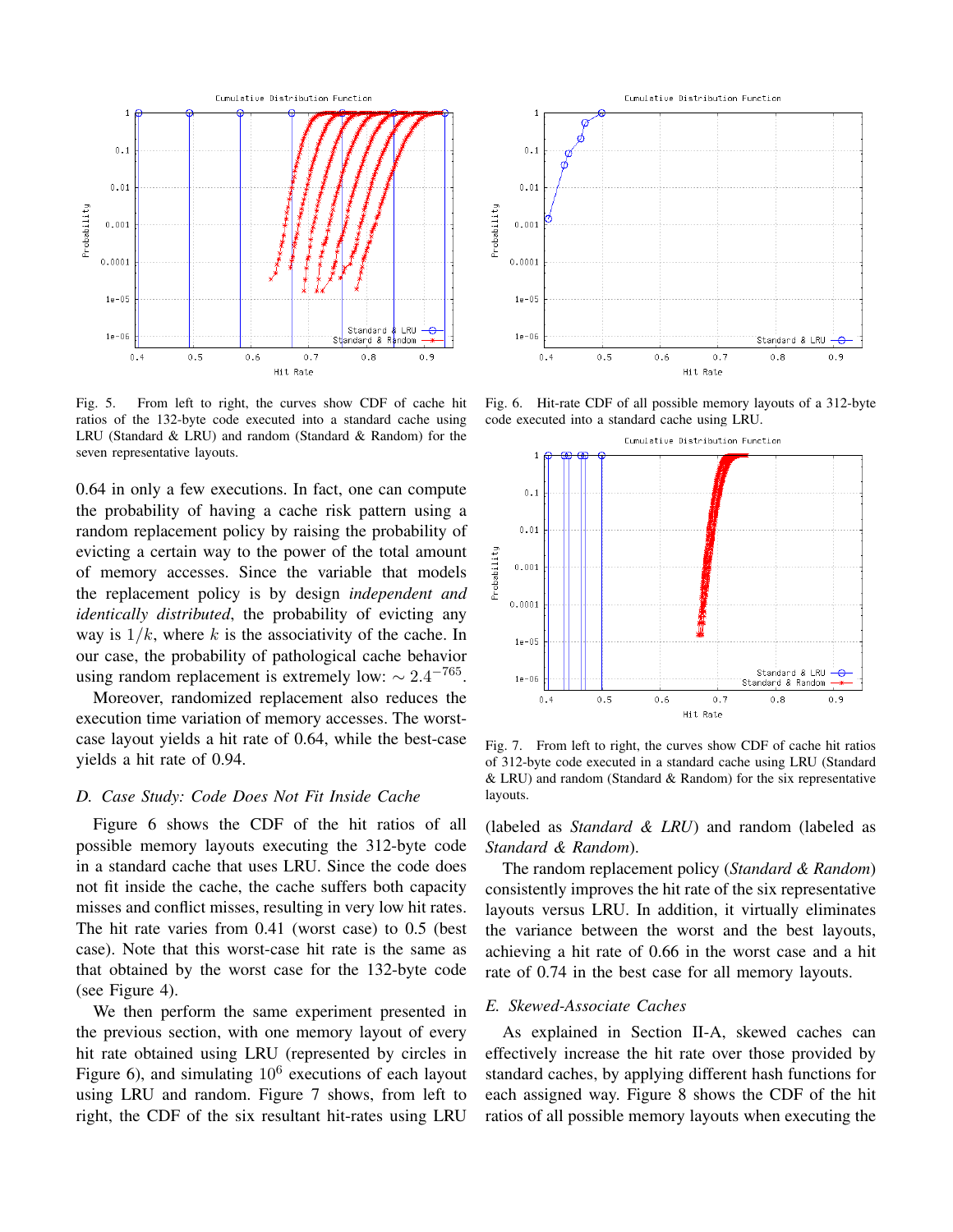Fig. 5. From left to right, the curves show CDF of cache hit ratios of the 132-byte code executed into a standard cache using LRU (Standard & LRU) and random (Standard & Random) for the seven representative layouts.

Fig. 6. Hit-rate CDF of all possible memory layouts of a 312-byte code executed into a standard cache using LRU.

Fig. 7. From left to right, the curves show CDF of cache hit ratios of 312-byte code executed in a standard cache using LRU (Standard & LRU) and random (Standard & Random) for the six representative layouts.

0.64 in only a few executions. In fact, one can compute the probability of having a cache risk pattern using a random replacement policy by raising the probability of evicting a certain way to the power of the total amount of memory accesses. Since the variable that models the replacement policy is by design *independent and identically distributed*, the probability of evicting any way is $1/k$, where $k$ is the associativity of the cache. In our case, the probability of pathological cache behavior using random replacement is extremely low: $\sim 2.4^{-765}$.

Moreover, randomized replacement also reduces the execution time variation of memory accesses. The worst-case layout yields a hit rate of 0.64, while the best-case yields a hit rate of 0.94.

### *D. Case Study: Code Does Not Fit Inside Cache*

Figure 6 shows the CDF of the hit ratios of all possible memory layouts executing the 312-byte code in a standard cache that uses LRU. Since the code does not fit inside the cache, the cache suffers both capacity misses and conflict misses, resulting in very low hit rates. The hit rate varies from 0.41 (worst case) to 0.5 (best case). Note that this worst-case hit rate is the same as that obtained by the worst case for the 132-byte code (see Figure 4).

We then perform the same experiment presented in the previous section, with one memory layout of every hit rate obtained using LRU (represented by circles in Figure 6), and simulating $10^6$ executions of each layout using LRU and random. Figure 7 shows, from left to right, the CDF of the six resultant hit-rates using LRU (labeled as *Standard & LRU*) and random (labeled as *Standard & Random*).

The random replacement policy (*Standard & Random*) consistently improves the hit rate of the six representative layouts versus LRU. In addition, it virtually eliminates the variance between the worst and the best layouts, achieving a hit rate of 0.66 in the worst case and a hit rate of 0.74 in the best case for all memory layouts.

### *E. Skewed-Associate Caches*

As explained in Section II-A, skewed caches can effectively increase the hit rate over those provided by standard caches, by applying different hash functions for each assigned way. Figure 8 shows the CDF of the hit ratios of all possible memory layouts when executing the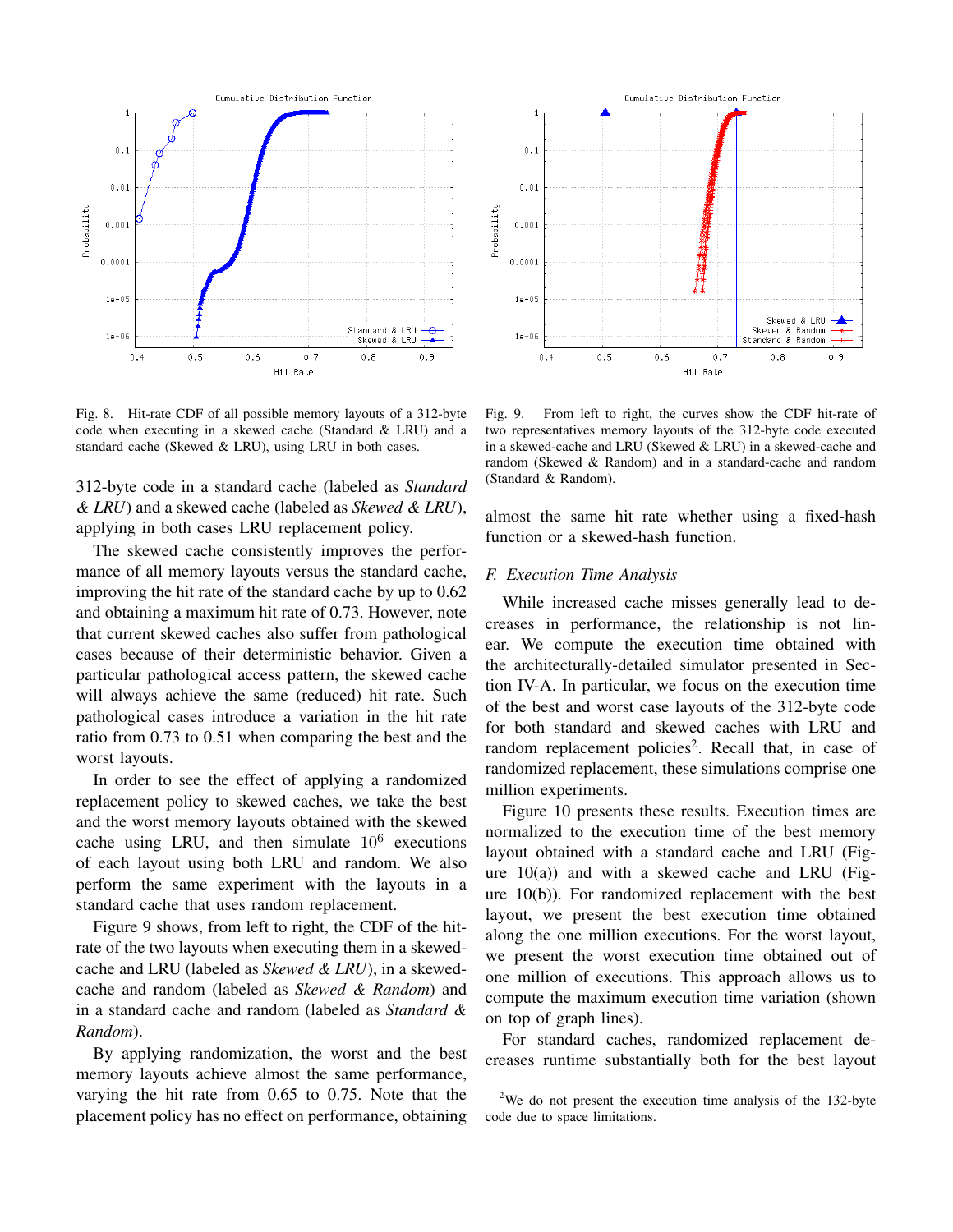Fig. 8. Hit-rate CDF of all possible memory layouts of a 312-byte code when executing in a skewed cache (Standard & LRU) and a standard cache (Skewed & LRU), using LRU in both cases.

Fig. 9. From left to right, the curves show the CDF hit-rate of two representatives memory layouts of the 312-byte code executed in a skewed-cache and LRU (Skewed & LRU) in a skewed-cache and random (Skewed & Random) and in a standard-cache and random (Standard & Random).

312-byte code in a standard cache (labeled as *Standard & LRU*) and a skewed cache (labeled as *Skewed & LRU*), applying in both cases LRU replacement policy.

The skewed cache consistently improves the performance of all memory layouts versus the standard cache, improving the hit rate of the standard cache by up to 0.62 and obtaining a maximum hit rate of 0.73. However, note that current skewed caches also suffer from pathological cases because of their deterministic behavior. Given a particular pathological access pattern, the skewed cache will always achieve the same (reduced) hit rate. Such pathological cases introduce a variation in the hit rate ratio from 0.73 to 0.51 when comparing the best and the worst layouts.

In order to see the effect of applying a randomized replacement policy to skewed caches, we take the best and the worst memory layouts obtained with the skewed cache using LRU, and then simulate $10^6$ executions of each layout using both LRU and random. We also perform the same experiment with the layouts in a standard cache that uses random replacement.

Figure 9 shows, from left to right, the CDF of the hit-rate of the two layouts when executing them in a skewed-cache and LRU (labeled as *Skewed & LRU*), in a skewed-cache and random (labeled as *Skewed & Random*) and in a standard cache and random (labeled as *Standard & Random*).

By applying randomization, the worst and the best memory layouts achieve almost the same performance, varying the hit rate from 0.65 to 0.75. Note that the placement policy has no effect on performance, obtaining almost the same hit rate whether using a fixed-hash function or a skewed-hash function.

### F. Execution Time Analysis

While increased cache misses generally lead to decreases in performance, the relationship is not linear. We compute the execution time obtained with the architecturally-detailed simulator presented in Section IV-A. In particular, we focus on the execution time of the best and worst case layouts of the 312-byte code for both standard and skewed caches with LRU and random replacement policies[2]. Recall that, in case of randomized replacement, these simulations comprise one million experiments.

Figure 10 presents these results. Execution times are normalized to the execution time of the best memory layout obtained with a standard cache and LRU (Figure 10(a)) and with a skewed cache and LRU (Figure 10(b)). For randomized replacement with the best layout, we present the best execution time obtained along the one million executions. For the worst layout, we present the worst execution time obtained out of one million of executions. This approach allows us to compute the maximum execution time variation (shown on top of graph lines).

For standard caches, randomized replacement decreases runtime substantially both for the best layout

[2]We do not present the execution time analysis of the 132-byte code due to space limitations.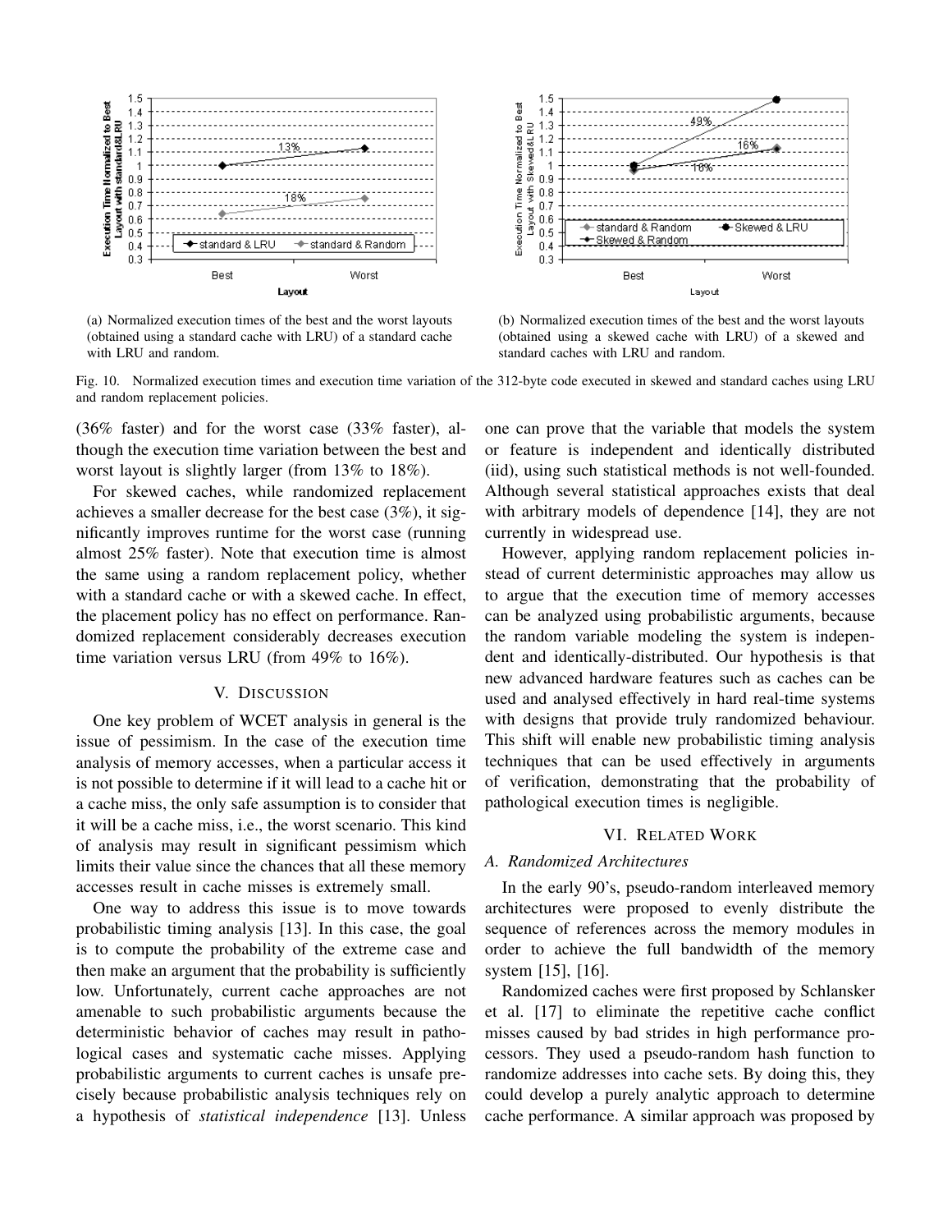1.5
1.4
1.3
1.2
1.1
1
0.9
0.8
0.7
0.6
0.5
0.4
0.3

Execution Time Normalized to Best Layout with standard&LRU

13%

18%

standard & LRU
standard & Random

Best
Worst

Layout

(a) Normalized execution times of the best and the worst layouts (obtained using a standard cache with LRU) of a standard cache with LRU and random.

1.5
1.4
1.3
1.2
1.1
1
0.9
0.8
0.7
0.6
0.5
0.4
0.3

Execution Time Normalized to Best Layout with Skewed&LRU

49%

16%

16%

standard & Random
Skewed & LRU
Skewed & Random

Best
Worst

Layout

(b) Normalized execution times of the best and the worst layouts (obtained using a skewed cache with LRU) of a skewed and standard caches with LRU and random.

Fig. 10. Normalized execution times and execution time variation of the 312-byte code executed in skewed and standard caches using LRU and random replacement policies.

(36% faster) and for the worst case (33% faster), although the execution time variation between the best and worst layout is slightly larger (from 13% to 18%).

For skewed caches, while randomized replacement achieves a smaller decrease for the best case (3%), it significantly improves runtime for the worst case (running almost 25% faster). Note that execution time is almost the same using a random replacement policy, whether with a standard cache or with a skewed cache. In effect, the placement policy has no effect on performance. Randomized replacement considerably decreases execution time variation versus LRU (from 49% to 16%).

## V. Discussion

One key problem of WCET analysis in general is the issue of pessimism. In the case of the execution time analysis of memory accesses, when a particular access it is not possible to determine if it will lead to a cache hit or a cache miss, the only safe assumption is to consider that it will be a cache miss, i.e., the worst scenario. This kind of analysis may result in significant pessimism which limits their value since the chances that all these memory accesses result in cache misses is extremely small.

One way to address this issue is to move towards probabilistic timing analysis [13]. In this case, the goal is to compute the probability of the extreme case and then make an argument that the probability is sufficiently low. Unfortunately, current cache approaches are not amenable to such probabilistic arguments because the deterministic behavior of caches may result in pathological cases and systematic cache misses. Applying probabilistic arguments to current caches is unsafe precisely because probabilistic analysis techniques rely on a hypothesis of *statistical independence* [13]. Unless one can prove that the variable that models the system or feature is independent and identically distributed (iid), using such statistical methods is not well-founded. Although several statistical approaches exists that deal with arbitrary models of dependence [14], they are not currently in widespread use.

However, applying random replacement policies instead of current deterministic approaches may allow us to argue that the execution time of memory accesses can be analyzed using probabilistic arguments, because the random variable modeling the system is independent and identically-distributed. Our hypothesis is that new advanced hardware features such as caches can be used and analysed effectively in hard real-time systems with designs that provide truly randomized behaviour. This shift will enable new probabilistic timing analysis techniques that can be used effectively in arguments of verification, demonstrating that the probability of pathological execution times is negligible.

## VI. Related Work

### A. Randomized Architectures

In the early 90's, pseudo-random interleaved memory architectures were proposed to evenly distribute the sequence of references across the memory modules in order to achieve the full bandwidth of the memory system [15], [16].

Randomized caches were first proposed by Schlansker et al. [17] to eliminate the repetitive cache conflict misses caused by bad strides in high performance processors. They used a pseudo-random hash function to randomize addresses into cache sets. By doing this, they could develop a purely analytic approach to determine cache performance. A similar approach was proposed by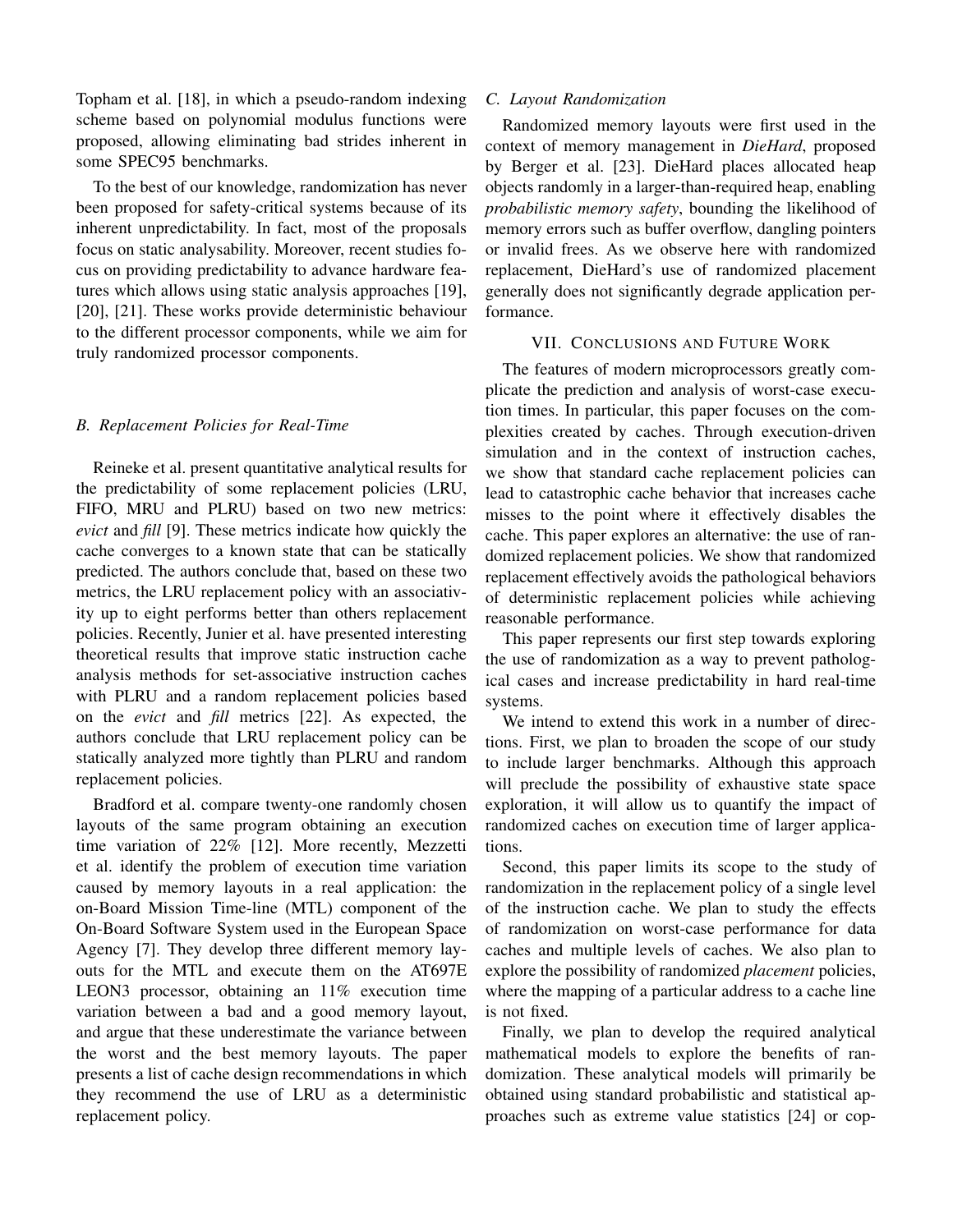Topham et al. [18], in which a pseudo-random indexing scheme based on polynomial modulus functions were proposed, allowing eliminating bad strides inherent in some SPEC95 benchmarks.

To the best of our knowledge, randomization has never been proposed for safety-critical systems because of its inherent unpredictability. In fact, most of the proposals focus on static analysability. Moreover, recent studies focus on providing predictability to advance hardware features which allows using static analysis approaches [19], [20], [21]. These works provide deterministic behaviour to the different processor components, while we aim for truly randomized processor components.

### *B. Replacement Policies for Real-Time*

Reineke et al. present quantitative analytical results for the predictability of some replacement policies (LRU, FIFO, MRU and PLRU) based on two new metrics: *evict* and *fill* [9]. These metrics indicate how quickly the cache converges to a known state that can be statically predicted. The authors conclude that, based on these two metrics, the LRU replacement policy with an associativity up to eight performs better than others replacement policies. Recently, Junier et al. have presented interesting theoretical results that improve static instruction cache analysis methods for set-associative instruction caches with PLRU and a random replacement policies based on the *evict* and *fill* metrics [22]. As expected, the authors conclude that LRU replacement policy can be statically analyzed more tightly than PLRU and random replacement policies.

Bradford et al. compare twenty-one randomly chosen layouts of the same program obtaining an execution time variation of 22% [12]. More recently, Mezzetti et al. identify the problem of execution time variation caused by memory layouts in a real application: the on-Board Mission Time-line (MTL) component of the On-Board Software System used in the European Space Agency [7]. They develop three different memory layouts for the MTL and execute them on the AT697E LEON3 processor, obtaining an 11% execution time variation between a bad and a good memory layout, and argue that these underestimate the variance between the worst and the best memory layouts. The paper presents a list of cache design recommendations in which they recommend the use of LRU as a deterministic replacement policy.

### *C. Layout Randomization*

Randomized memory layouts were first used in the context of memory management in *DieHard*, proposed by Berger et al. [23]. DieHard places allocated heap objects randomly in a larger-than-required heap, enabling *probabilistic memory safety*, bounding the likelihood of memory errors such as buffer overflow, dangling pointers or invalid frees. As we observe here with randomized replacement, DieHard's use of randomized placement generally does not significantly degrade application performance.

## VII. Conclusions and Future Work

The features of modern microprocessors greatly complicate the prediction and analysis of worst-case execution times. In particular, this paper focuses on the complexities created by caches. Through execution-driven simulation and in the context of instruction caches, we show that standard cache replacement policies can lead to catastrophic cache behavior that increases cache misses to the point where it effectively disables the cache. This paper explores an alternative: the use of randomized replacement policies. We show that randomized replacement effectively avoids the pathological behaviors of deterministic replacement policies while achieving reasonable performance.

This paper represents our first step towards exploring the use of randomization as a way to prevent pathological cases and increase predictability in hard real-time systems.

We intend to extend this work in a number of directions. First, we plan to broaden the scope of our study to include larger benchmarks. Although this approach will preclude the possibility of exhaustive state space exploration, it will allow us to quantify the impact of randomized caches on execution time of larger applications.

Second, this paper limits its scope to the study of randomization in the replacement policy of a single level of the instruction cache. We plan to study the effects of randomization on worst-case performance for data caches and multiple levels of caches. We also plan to explore the possibility of randomized *placement* policies, where the mapping of a particular address to a cache line is not fixed.

Finally, we plan to develop the required analytical mathematical models to explore the benefits of randomization. These analytical models will primarily be obtained using standard probabilistic and statistical approaches such as extreme value statistics [24] or cop-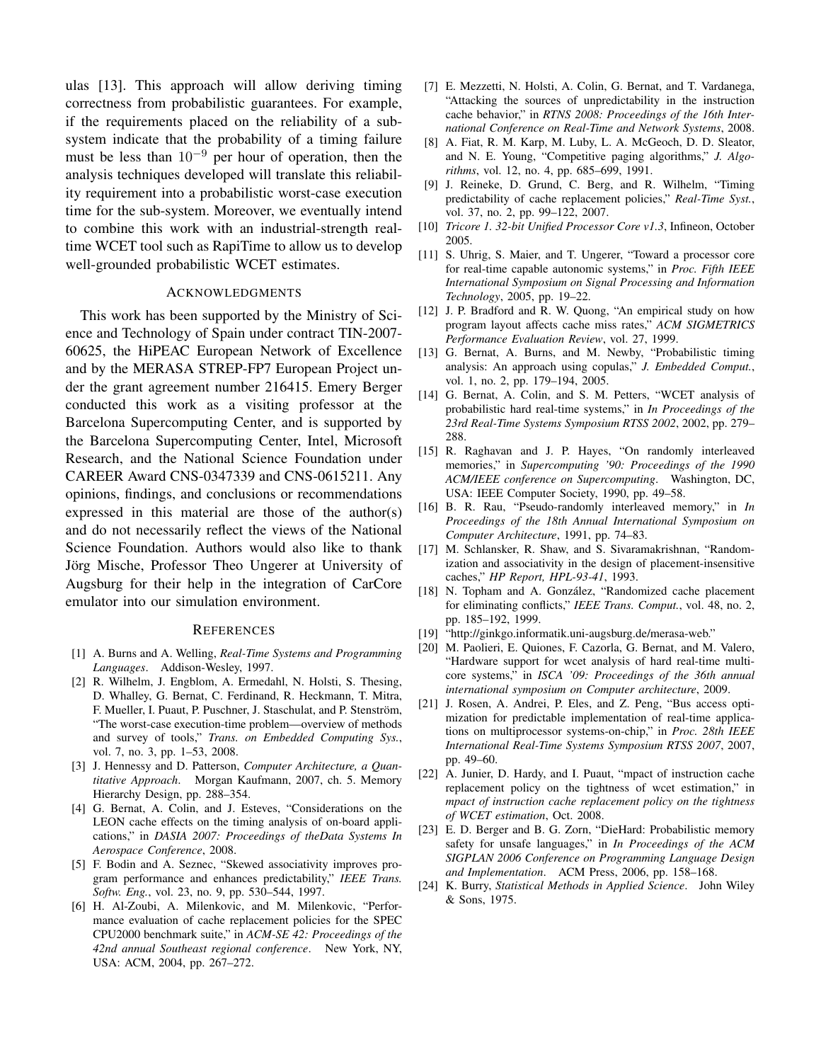ulas [13]. This approach will allow deriving timing correctness from probabilistic guarantees. For example, if the requirements placed on the reliability of a subsystem indicate that the probability of a timing failure must be less than $10^{-9}$ per hour of operation, then the analysis techniques developed will translate this reliability requirement into a probabilistic worst-case execution time for the sub-system. Moreover, we eventually intend to combine this work with an industrial-strength real-time WCET tool such as RapiTime to allow us to develop well-grounded probabilistic WCET estimates.

## ACKNOWLEDGMENTS

This work has been supported by the Ministry of Science and Technology of Spain under contract TIN-2007-60625, the HiPEAC European Network of Excellence and by the MERASA STREP-FP7 European Project under the grant agreement number 216415. Emery Berger conducted this work as a visiting professor at the Barcelona Supercomputing Center, and is supported by the Barcelona Supercomputing Center, Intel, Microsoft Research, and the National Science Foundation under CAREER Award CNS-0347339 and CNS-0615211. Any opinions, findings, and conclusions or recommendations expressed in this material are those of the author(s) and do not necessarily reflect the views of the National Science Foundation. Authors would also like to thank Jörg Mische, Professor Theo Ungerer at University of Augsburg for their help in the integration of CarCore emulator into our simulation environment.

## REFERENCES

[1] A. Burns and A. Welling, *Real-Time Systems and Programming Languages*. Addison-Wesley, 1997.

[2] R. Wilhelm, J. Engblom, A. Ermedahl, N. Holsti, S. Thesing, D. Whalley, G. Bernat, C. Ferdinand, R. Heckmann, T. Mitra, F. Mueller, I. Puaut, P. Puschner, J. Staschulat, and P. Stenström, "The worst-case execution-time problem—overview of methods and survey of tools," *Trans. on Embedded Computing Sys.*, vol. 7, no. 3, pp. 1–53, 2008.

[3] J. Hennessy and D. Patterson, *Computer Architecture, a Quantitative Approach*. Morgan Kaufmann, 2007, ch. 5. Memory Hierarchy Design, pp. 288–354.

[4] G. Bernat, A. Colin, and J. Esteves, "Considerations on the LEON cache effects on the timing analysis of on-board applications," in *DASIA 2007: Proceedings of theData Systems In Aerospace Conference*, 2008.

[5] F. Bodin and A. Seznec, "Skewed associativity improves program performance and enhances predictability," *IEEE Trans. Softw. Eng.*, vol. 23, no. 9, pp. 530–544, 1997.

[6] H. Al-Zoubi, A. Milenkovic, and M. Milenkovic, "Performance evaluation of cache replacement policies for the SPEC CPU2000 benchmark suite," in *ACM-SE 42: Proceedings of the 42nd annual Southeast regional conference*. New York, NY, USA: ACM, 2004, pp. 267–272.

[7] E. Mezzetti, N. Holsti, A. Colin, G. Bernat, and T. Vardanega, "Attacking the sources of unpredictability in the instruction cache behavior," in *RTNS 2008: Proceedings of the 16th International Conference on Real-Time and Network Systems*, 2008.

[8] A. Fiat, R. M. Karp, M. Luby, L. A. McGeoch, D. D. Sleator, and N. E. Young, "Competitive paging algorithms," *J. Algorithms*, vol. 12, no. 4, pp. 685–699, 1991.

[9] J. Reineke, D. Grund, C. Berg, and R. Wilhelm, "Timing predictability of cache replacement policies," *Real-Time Syst.*, vol. 37, no. 2, pp. 99–122, 2007.

[10] *Tricore 1. 32-bit Unified Processor Core v1.3*, Infineon, October 2005.

[11] S. Uhrig, S. Maier, and T. Ungerer, "Toward a processor core for real-time capable autonomic systems," in *Proc. Fifth IEEE International Symposium on Signal Processing and Information Technology*, 2005, pp. 19–22.

[12] J. P. Bradford and R. W. Quong, "An empirical study on how program layout affects cache miss rates," *ACM SIGMETRICS Performance Evaluation Review*, vol. 27, 1999.

[13] G. Bernat, A. Burns, and M. Newby, "Probabilistic timing analysis: An approach using copulas," *J. Embedded Comput.*, vol. 1, no. 2, pp. 179–194, 2005.

[14] G. Bernat, A. Colin, and S. M. Petters, "WCET analysis of probabilistic hard real-time systems," in *In Proceedings of the 23rd Real-Time Systems Symposium RTSS 2002*, 2002, pp. 279–288.

[15] R. Raghavan and J. P. Hayes, "On randomly interleaved memories," in *Supercomputing '90: Proceedings of the 1990 ACM/IEEE conference on Supercomputing*. Washington, DC, USA: IEEE Computer Society, 1990, pp. 49–58.

[16] B. R. Rau, "Pseudo-randomly interleaved memory," in *In Proceedings of the 18th Annual International Symposium on Computer Architecture*, 1991, pp. 74–83.

[17] M. Schlansker, R. Shaw, and S. Sivaramakrishnan, "Randomization and associativity in the design of placement-insensitive caches," *HP Report, HPL-93-41*, 1993.

[18] N. Topham and A. González, "Randomized cache placement for eliminating conflicts," *IEEE Trans. Comput.*, vol. 48, no. 2, pp. 185–192, 1999.

[19] "http://ginkgo.informatik.uni-augsburg.de/merasa-web."

[20] M. Paolieri, E. Quiones, F. Cazorla, G. Bernat, and M. Valero, "Hardware support for wcet analysis of hard real-time multicore systems," in *ISCA '09: Proceedings of the 36th annual international symposium on Computer architecture*, 2009.

[21] J. Rosen, A. Andrei, P. Eles, and Z. Peng, "Bus access optimization for predictable implementation of real-time applications on multiprocessor systems-on-chip," in *Proc. 28th IEEE International Real-Time Systems Symposium RTSS 2007*, 2007, pp. 49–60.

[22] A. Junier, D. Hardy, and I. Puaut, "mpact of instruction cache replacement policy on the tightness of wcet estimation," in *mpact of instruction cache replacement policy on the tightness of WCET estimation*, Oct. 2008.

[23] E. D. Berger and B. G. Zorn, "DieHard: Probabilistic memory safety for unsafe languages," in *In Proceedings of the ACM SIGPLAN 2006 Conference on Programming Language Design and Implementation*. ACM Press, 2006, pp. 158–168.

[24] K. Burry, *Statistical Methods in Applied Science*. John Wiley & Sons, 1975.